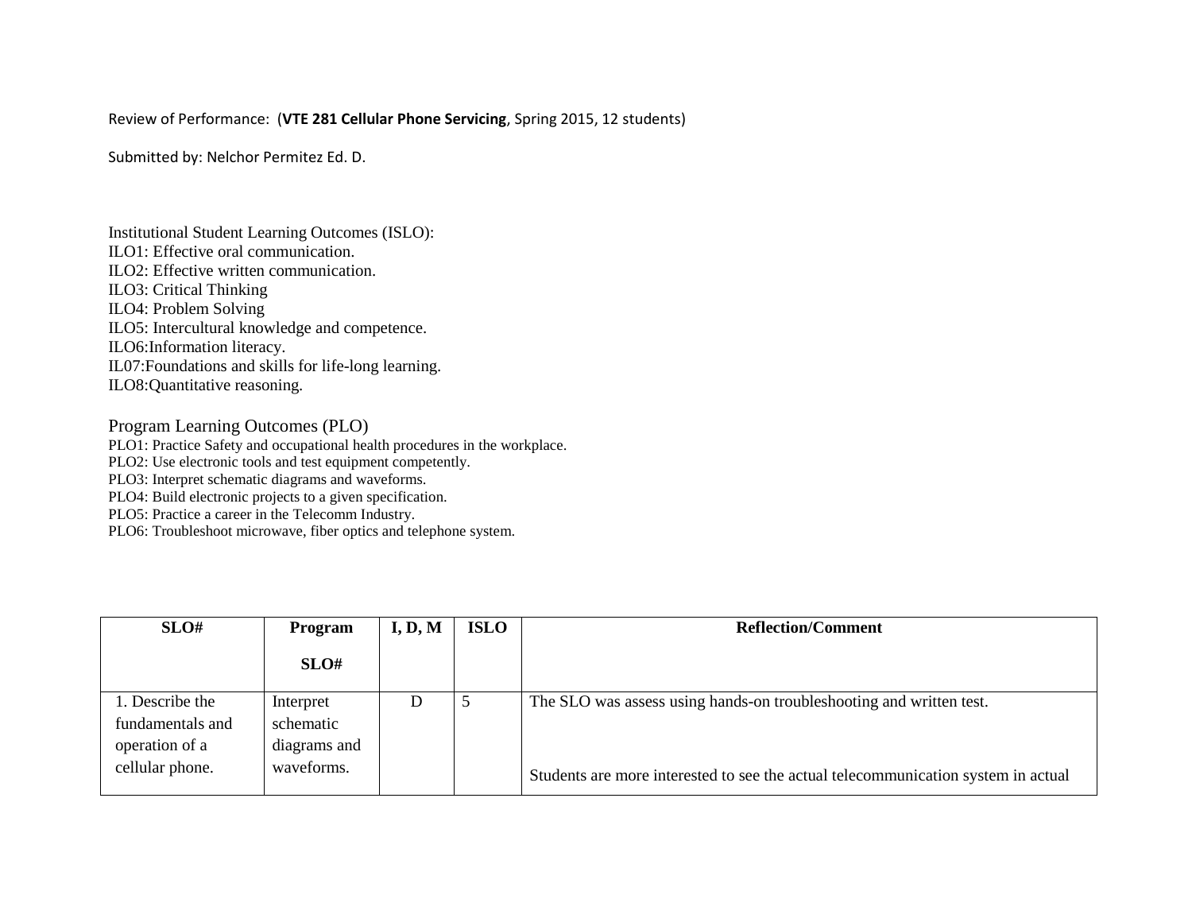Review of Performance: (**VTE 281 Cellular Phone Servicing**, Spring 2015, 12 students)

Submitted by: Nelchor Permitez Ed. D.

Institutional Student Learning Outcomes (ISLO):
ILO1: Effective oral communication.
ILO2: Effective written communication.
ILO3: Critical Thinking
ILO4: Problem Solving
ILO5: Intercultural knowledge and competence.
ILO6:Information literacy.
IL07:Foundations and skills for life-long learning.
ILO8:Quantitative reasoning.

Program Learning Outcomes (PLO)
PLO1: Practice Safety and occupational health procedures in the workplace.
PLO2: Use electronic tools and test equipment competently.
PLO3: Interpret schematic diagrams and waveforms.
PLO4: Build electronic projects to a given specification.
PLO5: Practice a career in the Telecomm Industry.
PLO6: Troubleshoot microwave, fiber optics and telephone system.

| SLO# | Program SLO# | I, D, M | ISLO | Reflection/Comment |
|---|---|---|---|---|
| 1. Describe the fundamentals and operation of a cellular phone. | Interpret schematic diagrams and waveforms. | D | 5 | The SLO was assess using hands-on troubleshooting and written test. <br><br> Students are more interested to see the actual telecommunication system in actual |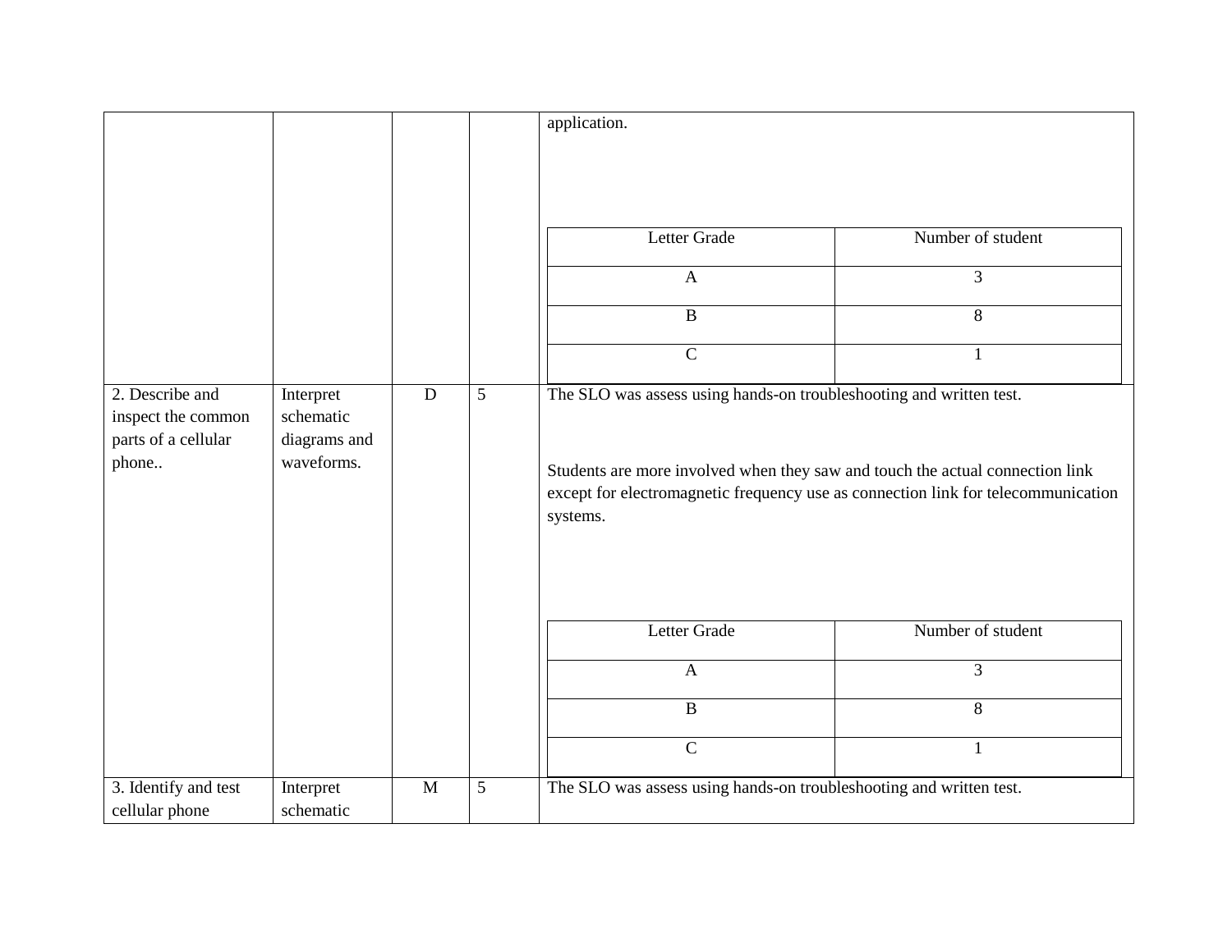| | | | | application.<br><br>Letter Grade: A = 3; B = 8; C = 1 |
|---|---|---|---|---|
| 2. Describe and inspect the common parts of a cellular phone.. | Interpret schematic diagrams and waveforms. | D | 5 | The SLO was assess using hands-on troubleshooting and written test.<br><br>Students are more involved when they saw and touch the actual connection link except for electromagnetic frequency use as connection link for telecommunication systems.<br><br>Letter Grade: A = 3; B = 8; C = 1 |
| 3. Identify and test cellular phone | Interpret schematic | M | 5 | The SLO was assess using hands-on troubleshooting and written test. |

| Letter Grade | Number of student |
|---|---|
| A | 3 |
| B | 8 |
| C | 1 |

| Letter Grade | Number of student |
|---|---|
| A | 3 |
| B | 8 |
| C | 1 |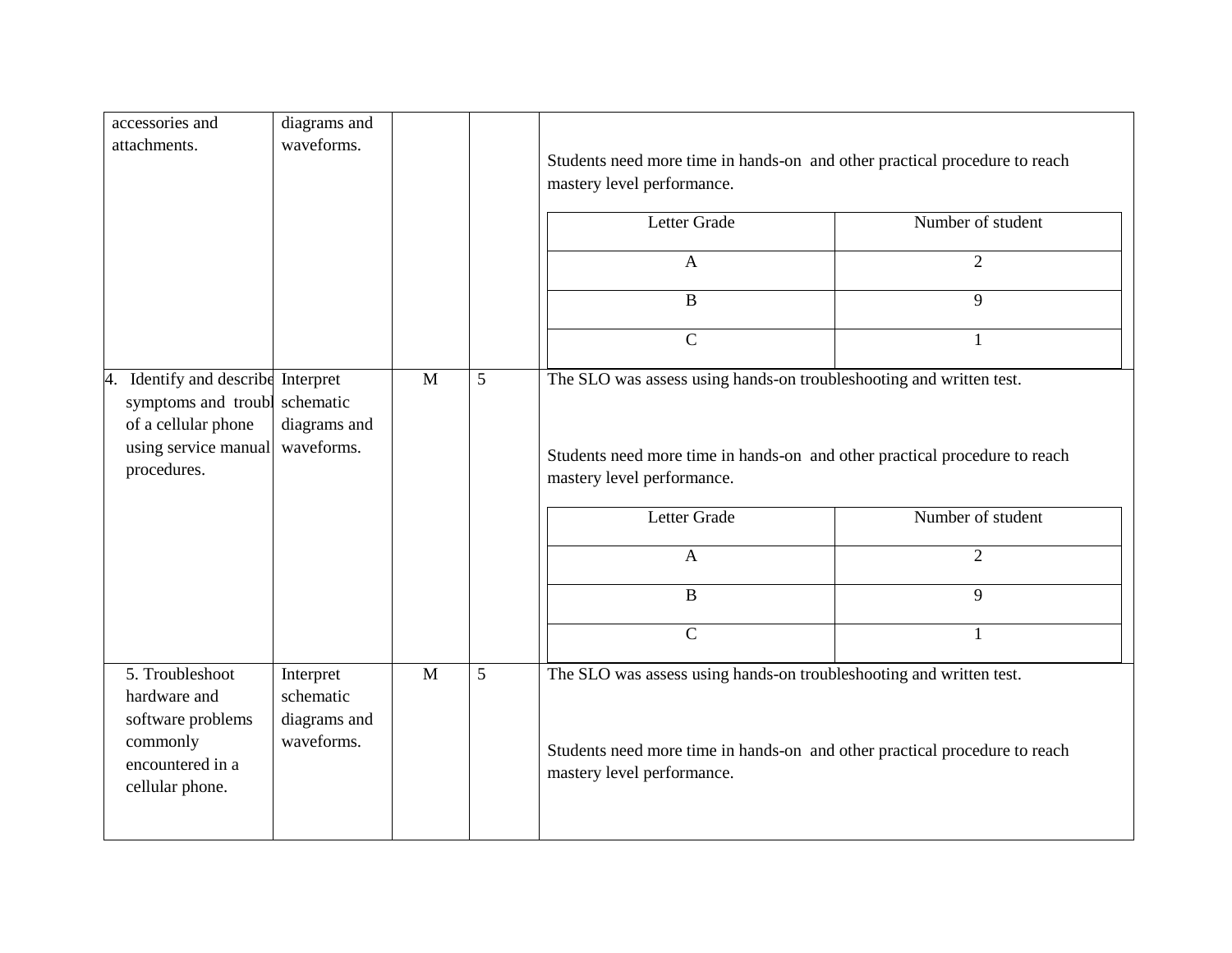| | | | | |
|---|---|---|---|---|
| accessories and attachments. | diagrams and waveforms. | | | Students need more time in hands-on and other practical procedure to reach mastery level performance.<br><br>Letter Grade: Number of student<br>A: 2<br>B: 9<br>C: 1 |
| 4. Identify and describe symptoms and troubl of a cellular phone using service manual procedures. | Interpret schematic diagrams and waveforms. | M | 5 | The SLO was assess using hands-on troubleshooting and written test.<br><br>Students need more time in hands-on and other practical procedure to reach mastery level performance.<br><br>Letter Grade: Number of student<br>A: 2<br>B: 9<br>C: 1 |
| 5. Troubleshoot hardware and software problems commonly encountered in a cellular phone. | Interpret schematic diagrams and waveforms. | M | 5 | The SLO was assess using hands-on troubleshooting and written test.<br><br>Students need more time in hands-on and other practical procedure to reach mastery level performance. |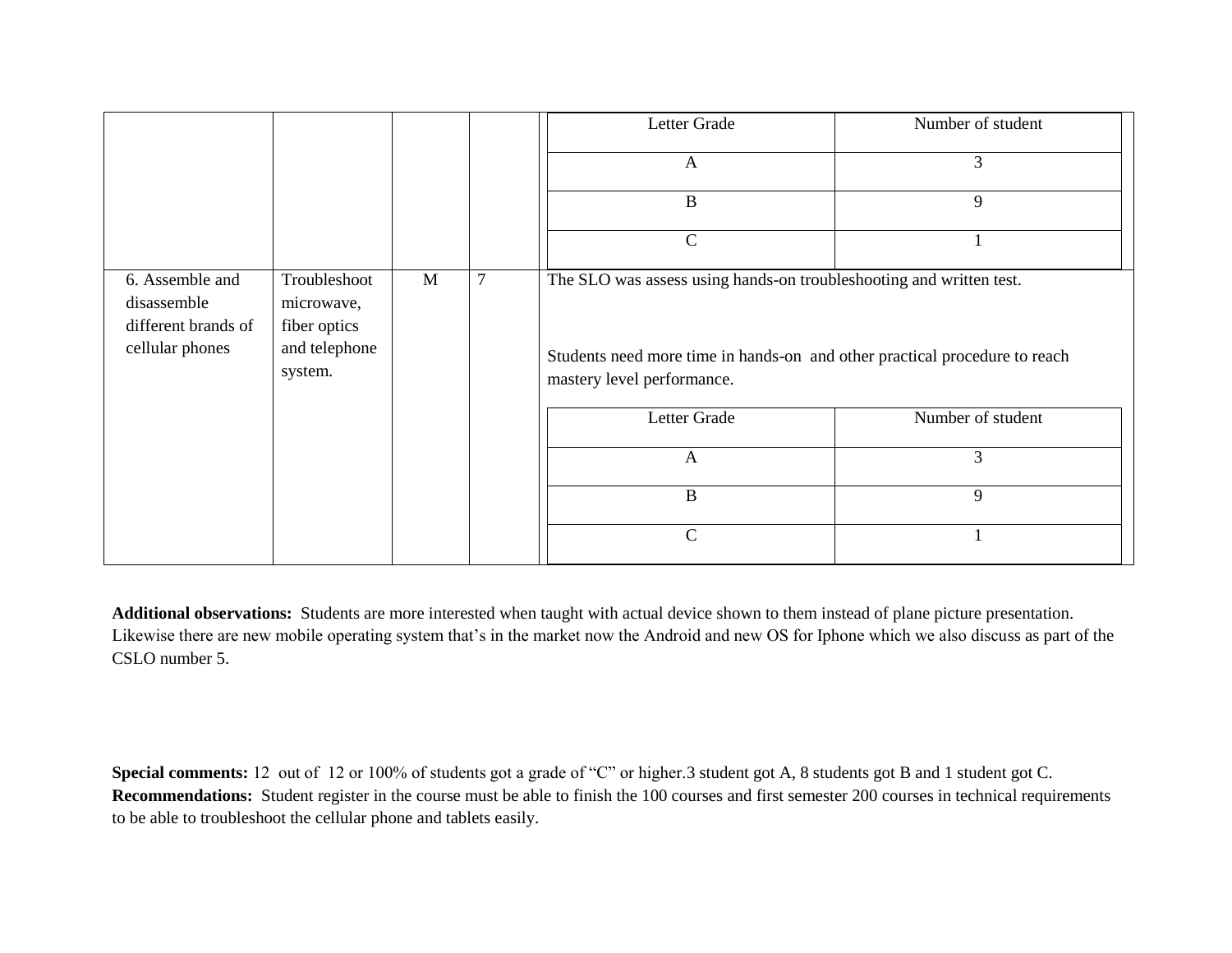| | | | | Letter Grade | Number of student |
|---|---|---|---|---|---|
| | | | | A | 3 |
| | | | | B | 9 |
| | | | | C | 1 |
| 6. Assemble and disassemble different brands of cellular phones | Troubleshoot microwave, fiber optics and telephone system. | M | 7 | The SLO was assess using hands-on troubleshooting and written test.<br><br>Students need more time in hands-on and other practical procedure to reach mastery level performance. | |
| | | | | Letter Grade | Number of student |
| | | | | A | 3 |
| | | | | B | 9 |
| | | | | C | 1 |

**Additional observations:** Students are more interested when taught with actual device shown to them instead of plane picture presentation. Likewise there are new mobile operating system that's in the market now the Android and new OS for Iphone which we also discuss as part of the CSLO number 5.

**Special comments:** 12 out of 12 or 100% of students got a grade of "C" or higher.3 student got A, 8 students got B and 1 student got C.

**Recommendations:** Student register in the course must be able to finish the 100 courses and first semester 200 courses in technical requirements to be able to troubleshoot the cellular phone and tablets easily.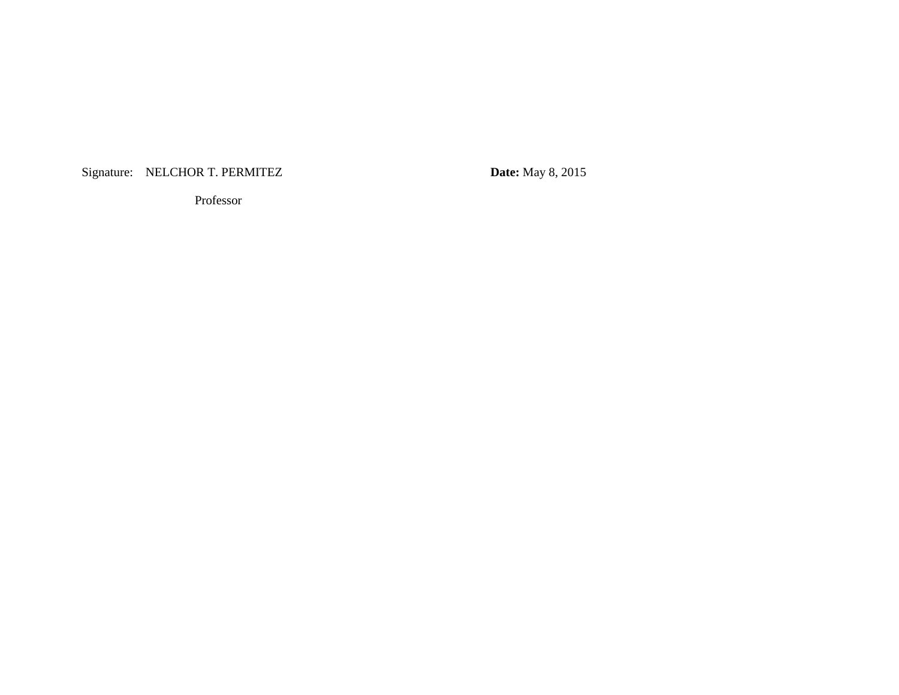Signature: NELCHOR T. PERMITEZ **Date:** May 8, 2015

Professor